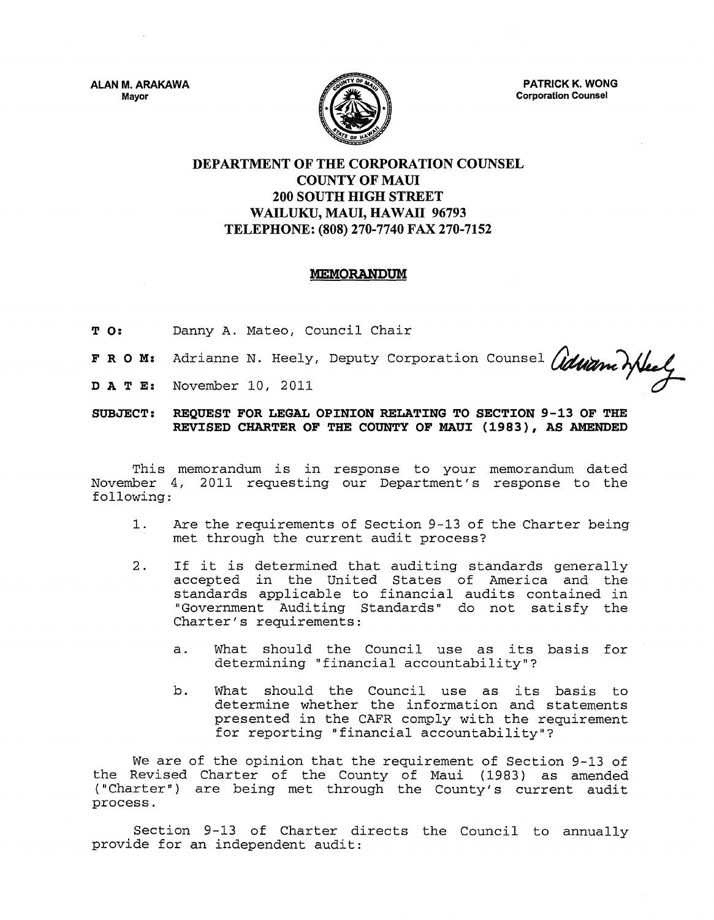ALAN M. ARAKAWA
Mayor

PATRICK K. WONG
Corporation Counsel

# DEPARTMENT OF THE CORPORATION COUNSEL
# COUNTY OF MAUI
# 200 SOUTH HIGH STREET
# WAILUKU, MAUI, HAWAII 96793
# TELEPHONE: (808) 270-7740 FAX 270-7152

## MEMORANDUM

**T O:** Danny A. Mateo, Council Chair

**F R O M:** Adrianne N. Heely, Deputy Corporation Counsel

**D A T E:** November 10, 2011

**SUBJECT: REQUEST FOR LEGAL OPINION RELATING TO SECTION 9-13 OF THE REVISED CHARTER OF THE COUNTY OF MAUI (1983), AS AMENDED**

This memorandum is in response to your memorandum dated November 4, 2011 requesting our Department's response to the following:

1. Are the requirements of Section 9-13 of the Charter being met through the current audit process?

2. If it is determined that auditing standards generally accepted in the United States of America and the standards applicable to financial audits contained in "Government Auditing Standards" do not satisfy the Charter's requirements:

   a. What should the Council use as its basis for determining "financial accountability"?

   b. What should the Council use as its basis to determine whether the information and statements presented in the CAFR comply with the requirement for reporting "financial accountability"?

We are of the opinion that the requirement of Section 9-13 of the Revised Charter of the County of Maui (1983) as amended ("Charter") are being met through the County's current audit process.

Section 9-13 of Charter directs the Council to annually provide for an independent audit: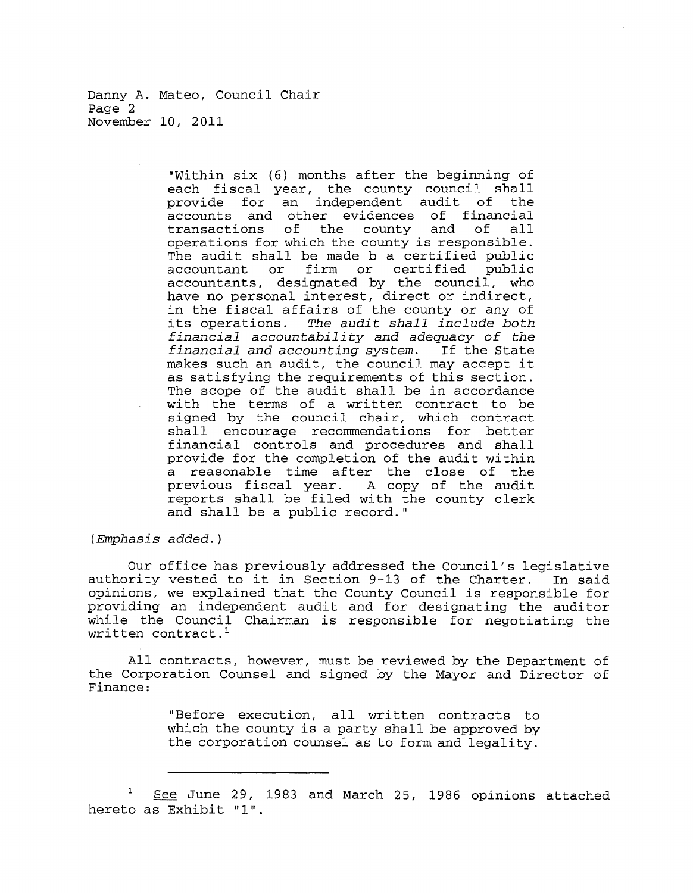Danny A. Mateo, Council Chair
Page 2
November 10, 2011

> "Within six (6) months after the beginning of each fiscal year, the county council shall provide for an independent audit of the accounts and other evidences of financial transactions of the county and of all operations for which the county is responsible. The audit shall be made b a certified public accountant or firm or certified public accountants, designated by the council, who have no personal interest, direct or indirect, in the fiscal affairs of the county or any of its operations. *The audit shall include both financial accountability and adequacy of the financial and accounting system.* If the State makes such an audit, the council may accept it as satisfying the requirements of this section. The scope of the audit shall be in accordance with the terms of a written contract to be signed by the council chair, which contract shall encourage recommendations for better financial controls and procedures and shall provide for the completion of the audit within a reasonable time after the close of the previous fiscal year. A copy of the audit reports shall be filed with the county clerk and shall be a public record."

(*Emphasis added.*)

Our office has previously addressed the Council's legislative authority vested to it in Section 9-13 of the Charter. In said opinions, we explained that the County Council is responsible for providing an independent audit and for designating the auditor while the Council Chairman is responsible for negotiating the written contract.[1]

All contracts, however, must be reviewed by the Department of the Corporation Counsel and signed by the Mayor and Director of Finance:

> "Before execution, all written contracts to which the county is a party shall be approved by the corporation counsel as to form and legality.

---

[1] See June 29, 1983 and March 25, 1986 opinions attached hereto as Exhibit "1".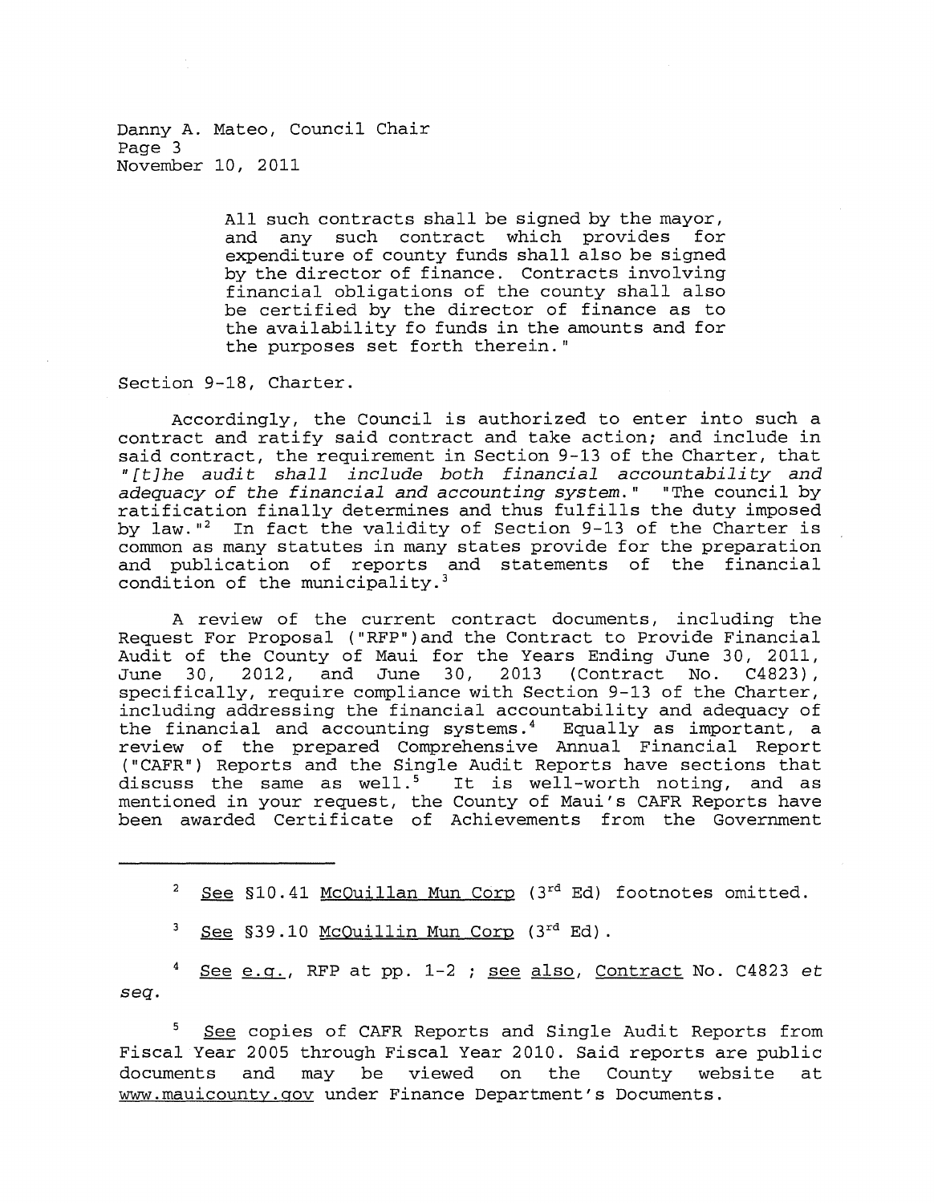Danny A. Mateo, Council Chair
Page 3
November 10, 2011

> All such contracts shall be signed by the mayor, and any such contract which provides for expenditure of county funds shall also be signed by the director of finance. Contracts involving financial obligations of the county shall also be certified by the director of finance as to the availability fo funds in the amounts and for the purposes set forth therein."

Section 9-18, Charter.

Accordingly, the Council is authorized to enter into such a contract and ratify said contract and take action; and include in said contract, the requirement in Section 9-13 of the Charter, that *"[t]he audit shall include both financial accountability and adequacy of the financial and accounting system."* "The council by ratification finally determines and thus fulfills the duty imposed by law."[2] In fact the validity of Section 9-13 of the Charter is common as many statutes in many states provide for the preparation and publication of reports and statements of the financial condition of the municipality.[3]

A review of the current contract documents, including the Request For Proposal ("RFP")and the Contract to Provide Financial Audit of the County of Maui for the Years Ending June 30, 2011, June 30, 2012, and June 30, 2013 (Contract No. C4823), specifically, require compliance with Section 9-13 of the Charter, including addressing the financial accountability and adequacy of the financial and accounting systems.[4] Equally as important, a review of the prepared Comprehensive Annual Financial Report ("CAFR") Reports and the Single Audit Reports have sections that discuss the same as well.[5] It is well-worth noting, and as mentioned in your request, the County of Maui's CAFR Reports have been awarded Certificate of Achievements from the Government

---

[2] See §10.41 McQuillan Mun Corp (3rd Ed) footnotes omitted.

[3] See §39.10 McQuillin Mun Corp (3rd Ed).

[4] See e.g., RFP at pp. 1-2 ; see also, Contract No. C4823 *et seq.*

[5] See copies of CAFR Reports and Single Audit Reports from Fiscal Year 2005 through Fiscal Year 2010. Said reports are public documents and may be viewed on the County website at www.mauicounty.gov under Finance Department's Documents.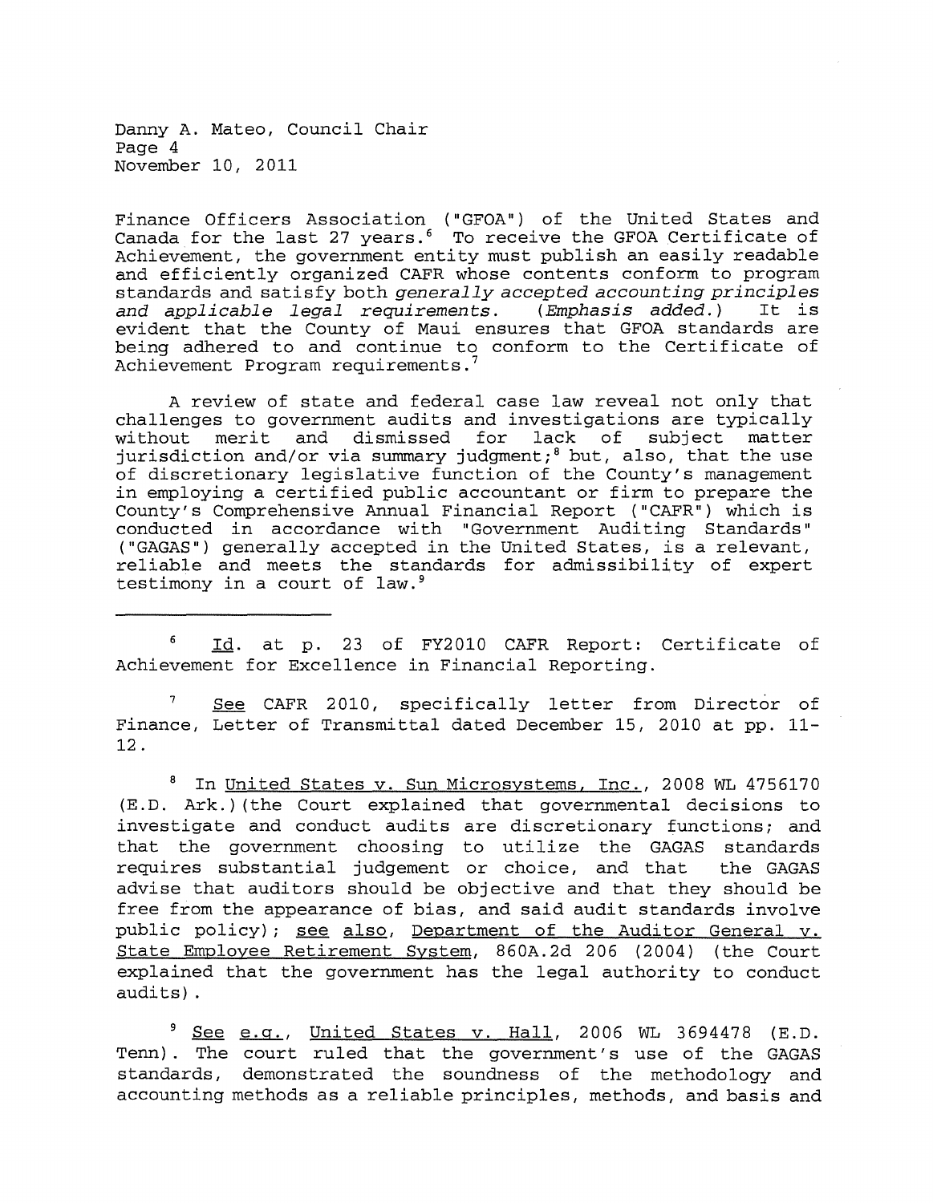Finance Officers Association ("GFOA") of the United States and Canada for the last 27 years.[6] To receive the GFOA Certificate of Achievement, the government entity must publish an easily readable and efficiently organized CAFR whose contents conform to program standards and satisfy both *generally accepted accounting principles and applicable legal requirements.* (*Emphasis added.*) It is evident that the County of Maui ensures that GFOA standards are being adhered to and continue to conform to the Certificate of Achievement Program requirements.[7]

A review of state and federal case law reveal not only that challenges to government audits and investigations are typically without merit and dismissed for lack of subject matter jurisdiction and/or via summary judgment;[8] but, also, that the use of discretionary legislative function of the County's management in employing a certified public accountant or firm to prepare the County's Comprehensive Annual Financial Report ("CAFR") which is conducted in accordance with "Government Auditing Standards" ("GAGAS") generally accepted in the United States, is a relevant, reliable and meets the standards for admissibility of expert testimony in a court of law.[9]

---

[6] Id. at p. 23 of FY2010 CAFR Report: Certificate of Achievement for Excellence in Financial Reporting.

[7] See CAFR 2010, specifically letter from Director of Finance, Letter of Transmittal dated December 15, 2010 at pp. 11-12.

[8] In United States v. Sun Microsystems, Inc., 2008 WL 4756170 (E.D. Ark.)(the Court explained that governmental decisions to investigate and conduct audits are discretionary functions; and that the government choosing to utilize the GAGAS standards requires substantial judgement or choice, and that the GAGAS advise that auditors should be objective and that they should be free from the appearance of bias, and said audit standards involve public policy); see also, Department of the Auditor General v. State Employee Retirement System, 860A.2d 206 (2004) (the Court explained that the government has the legal authority to conduct audits).

[9] See e.g., United States v. Hall, 2006 WL 3694478 (E.D. Tenn). The court ruled that the government's use of the GAGAS standards, demonstrated the soundness of the methodology and accounting methods as a reliable principles, methods, and basis and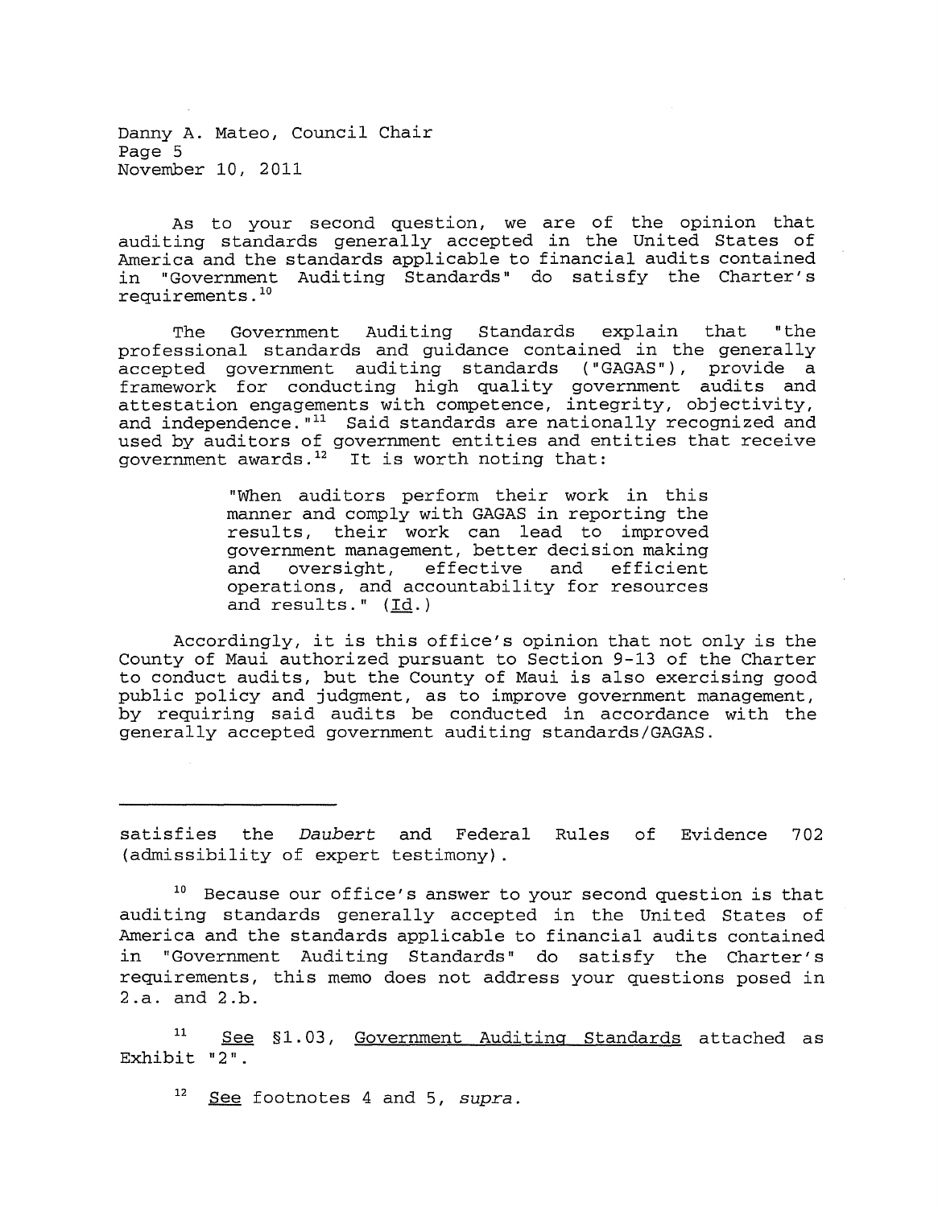As to your second question, we are of the opinion that auditing standards generally accepted in the United States of America and the standards applicable to financial audits contained in "Government Auditing Standards" do satisfy the Charter's requirements.[10]

The Government Auditing Standards explain that "the professional standards and guidance contained in the generally accepted government auditing standards ("GAGAS"), provide a framework for conducting high quality government audits and attestation engagements with competence, integrity, objectivity, and independence."[11] Said standards are nationally recognized and used by auditors of government entities and entities that receive government awards.[12] It is worth noting that:

> "When auditors perform their work in this manner and comply with GAGAS in reporting the results, their work can lead to improved government management, better decision making and oversight, effective and efficient operations, and accountability for resources and results." (Id.)

Accordingly, it is this office's opinion that not only is the County of Maui authorized pursuant to Section 9-13 of the Charter to conduct audits, but the County of Maui is also exercising good public policy and judgment, as to improve government management, by requiring said audits be conducted in accordance with the generally accepted government auditing standards/GAGAS.

---

satisfies the *Daubert* and Federal Rules of Evidence 702 (admissibility of expert testimony).

[10] Because our office's answer to your second question is that auditing standards generally accepted in the United States of America and the standards applicable to financial audits contained in "Government Auditing Standards" do satisfy the Charter's requirements, this memo does not address your questions posed in 2.a. and 2.b.

[11] See §1.03, Government Auditing Standards attached as Exhibit "2".

[12] See footnotes 4 and 5, *supra*.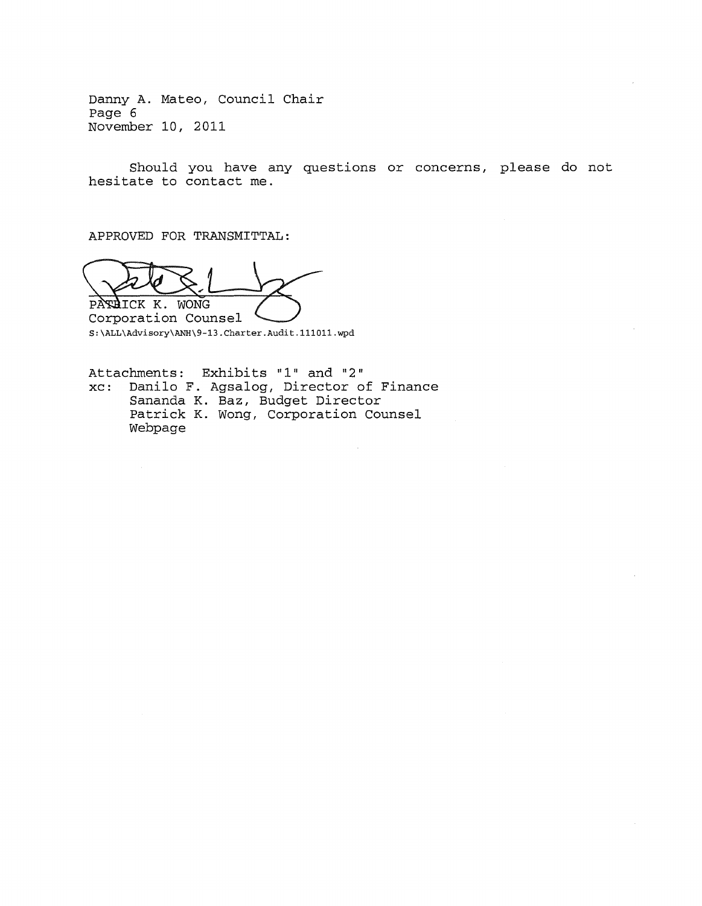Danny A. Mateo, Council Chair
Page 6
November 10, 2011

Should you have any questions or concerns, please do not hesitate to contact me.

APPROVED FOR TRANSMITTAL:

PATRICK K. WONG
Corporation Counsel
S:\ALL\Advisory\ANH\9-13.Charter.Audit.111011.wpd

Attachments: Exhibits "1" and "2"
xc: Danilo F. Agsalog, Director of Finance
Sananda K. Baz, Budget Director
Patrick K. Wong, Corporation Counsel
Webpage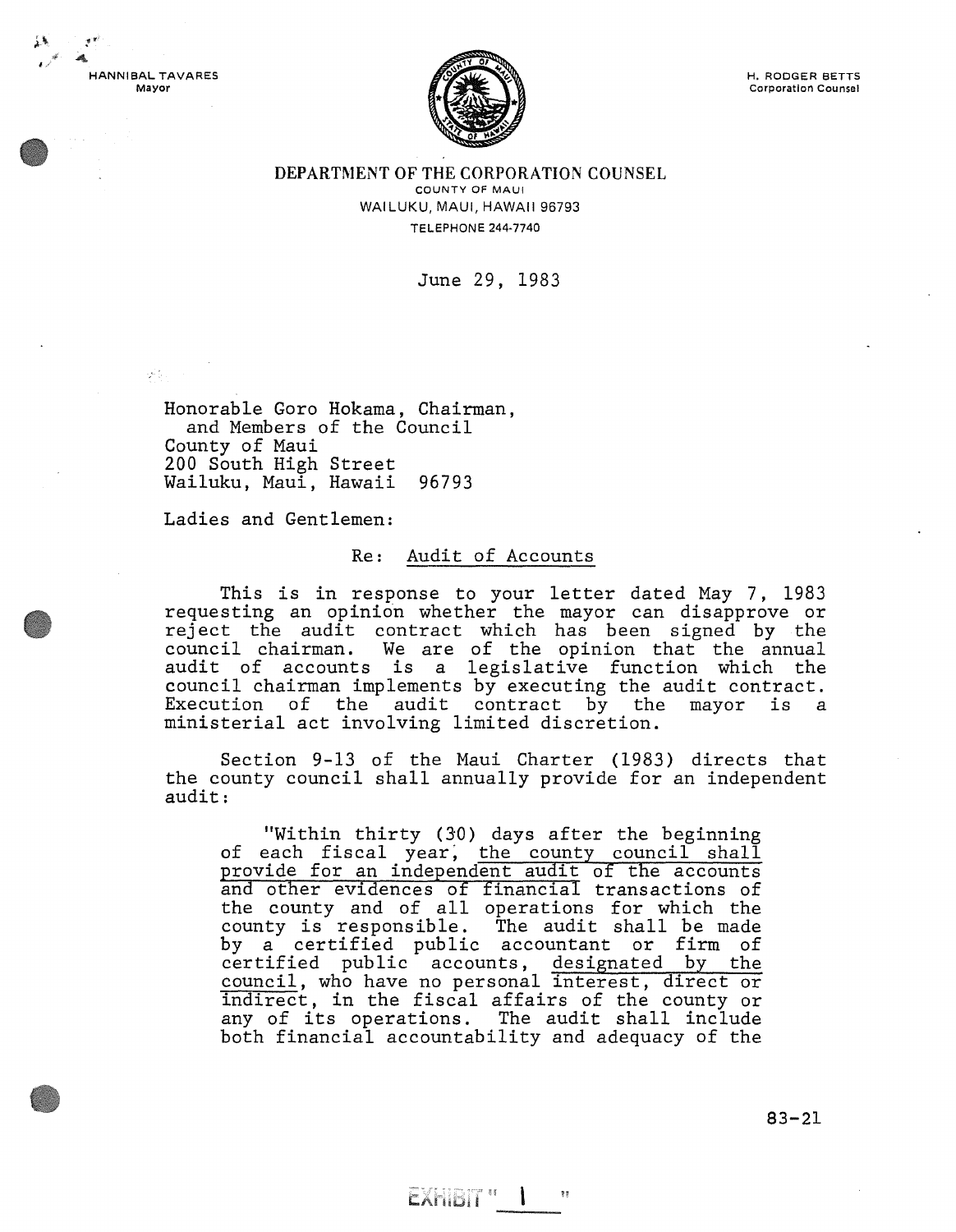HANNIBAL TAVARES
Mayor

H. RODGER BETTS
Corporation Counsel

**DEPARTMENT OF THE CORPORATION COUNSEL**
COUNTY OF MAUI
WAILUKU, MAUI, HAWAII 96793
TELEPHONE 244-7740

June 29, 1983

Honorable Goro Hokama, Chairman,
and Members of the Council
County of Maui
200 South High Street
Wailuku, Maui, Hawaii 96793

Ladies and Gentlemen:

Re: Audit of Accounts

This is in response to your letter dated May 7, 1983 requesting an opinion whether the mayor can disapprove or reject the audit contract which has been signed by the council chairman. We are of the opinion that the annual audit of accounts is a legislative function which the council chairman implements by executing the audit contract. Execution of the audit contract by the mayor is a ministerial act involving limited discretion.

Section 9-13 of the Maui Charter (1983) directs that the county council shall annually provide for an independent audit:

> "Within thirty (30) days after the beginning of each fiscal year, the county council shall provide for an independent audit of the accounts and other evidences of financial transactions of the county and of all operations for which the county is responsible. The audit shall be made by a certified public accountant or firm of certified public accounts, designated by the council, who have no personal interest, direct or indirect, in the fiscal affairs of the county or any of its operations. The audit shall include both financial accountability and adequacy of the

83-21

EXHIBIT "1"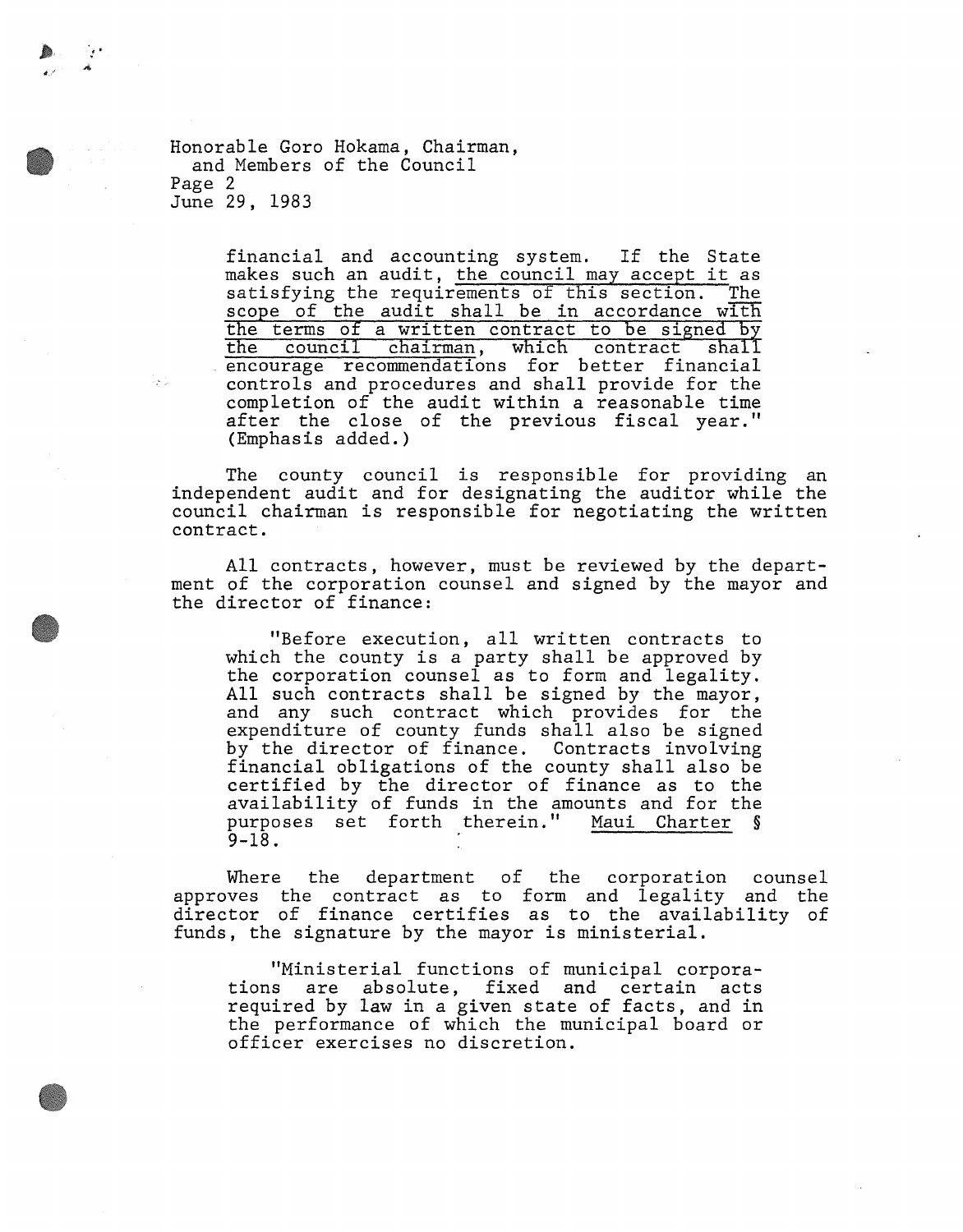financial and accounting system. If the State makes such an audit, the council may accept it as satisfying the requirements of this section. The scope of the audit shall be in accordance with the terms of a written contract to be signed by the council chairman, which contract shall encourage recommendations for better financial controls and procedures and shall provide for the completion of the audit within a reasonable time after the close of the previous fiscal year." (Emphasis added.)

The county council is responsible for providing an independent audit and for designating the auditor while the council chairman is responsible for negotiating the written contract.

All contracts, however, must be reviewed by the department of the corporation counsel and signed by the mayor and the director of finance:

> "Before execution, all written contracts to which the county is a party shall be approved by the corporation counsel as to form and legality. All such contracts shall be signed by the mayor, and any such contract which provides for the expenditure of county funds shall also be signed by the director of finance. Contracts involving financial obligations of the county shall also be certified by the director of finance as to the availability of funds in the amounts and for the purposes set forth therein." Maui Charter § 9-18.

Where the department of the corporation counsel approves the contract as to form and legality and the director of finance certifies as to the availability of funds, the signature by the mayor is ministerial.

> "Ministerial functions of municipal corporations are absolute, fixed and certain acts required by law in a given state of facts, and in the performance of which the municipal board or officer exercises no discretion.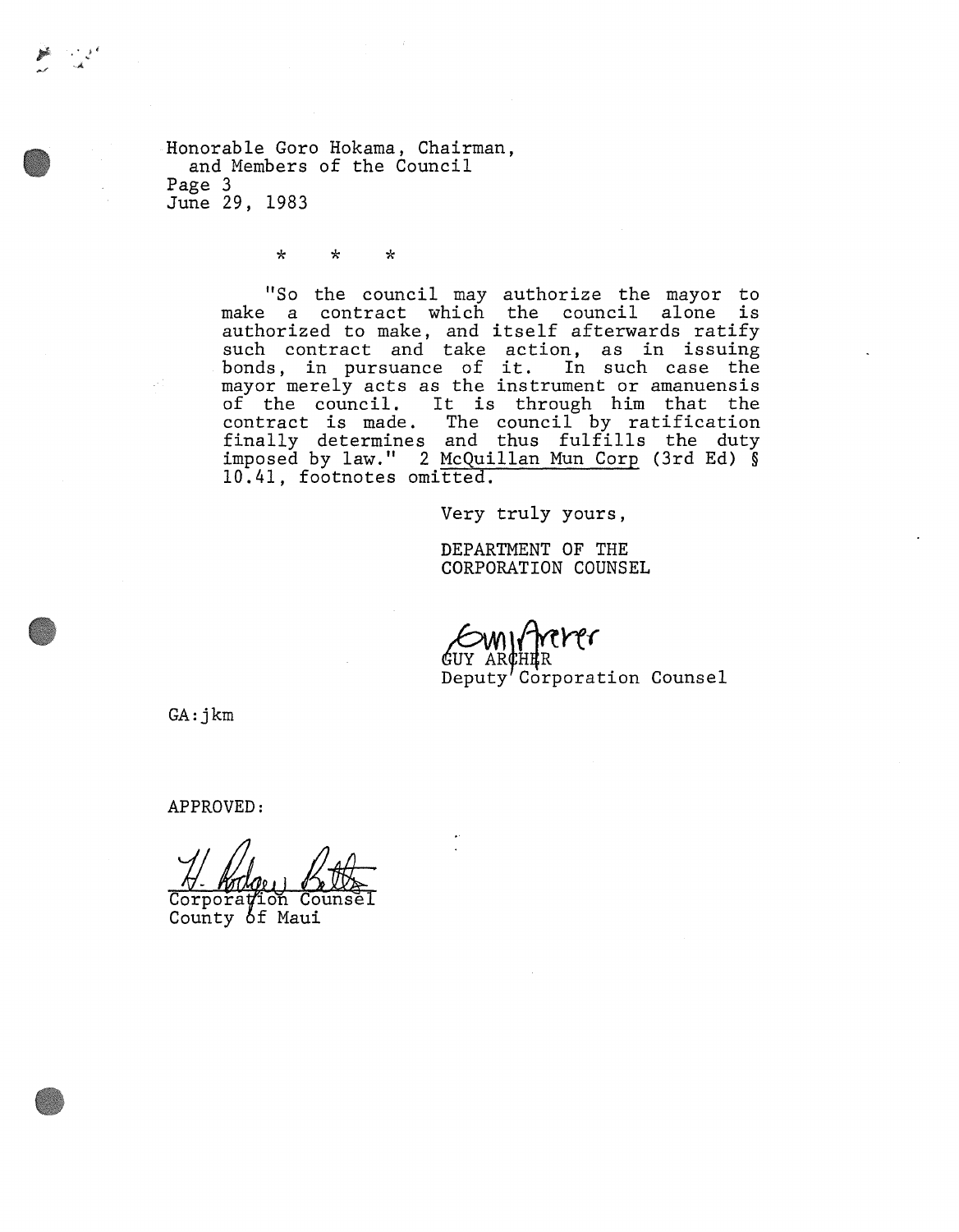Honorable Goro Hokama, Chairman,
and Members of the Council
Page 3
June 29, 1983

\* \* \*

> "So the council may authorize the mayor to make a contract which the council alone is authorized to make, and itself afterwards ratify such contract and take action, as in issuing bonds, in pursuance of it. In such case the mayor merely acts as the instrument or amanuensis of the council. It is through him that the contract is made. The council by ratification finally determines and thus fulfills the duty imposed by law." 2 McQuillan Mun Corp (3rd Ed) § 10.41, footnotes omitted.

Very truly yours,

DEPARTMENT OF THE
CORPORATION COUNSEL

GUY ARCHER
Deputy Corporation Counsel

GA:jkm

APPROVED:

Corporation Counsel
County of Maui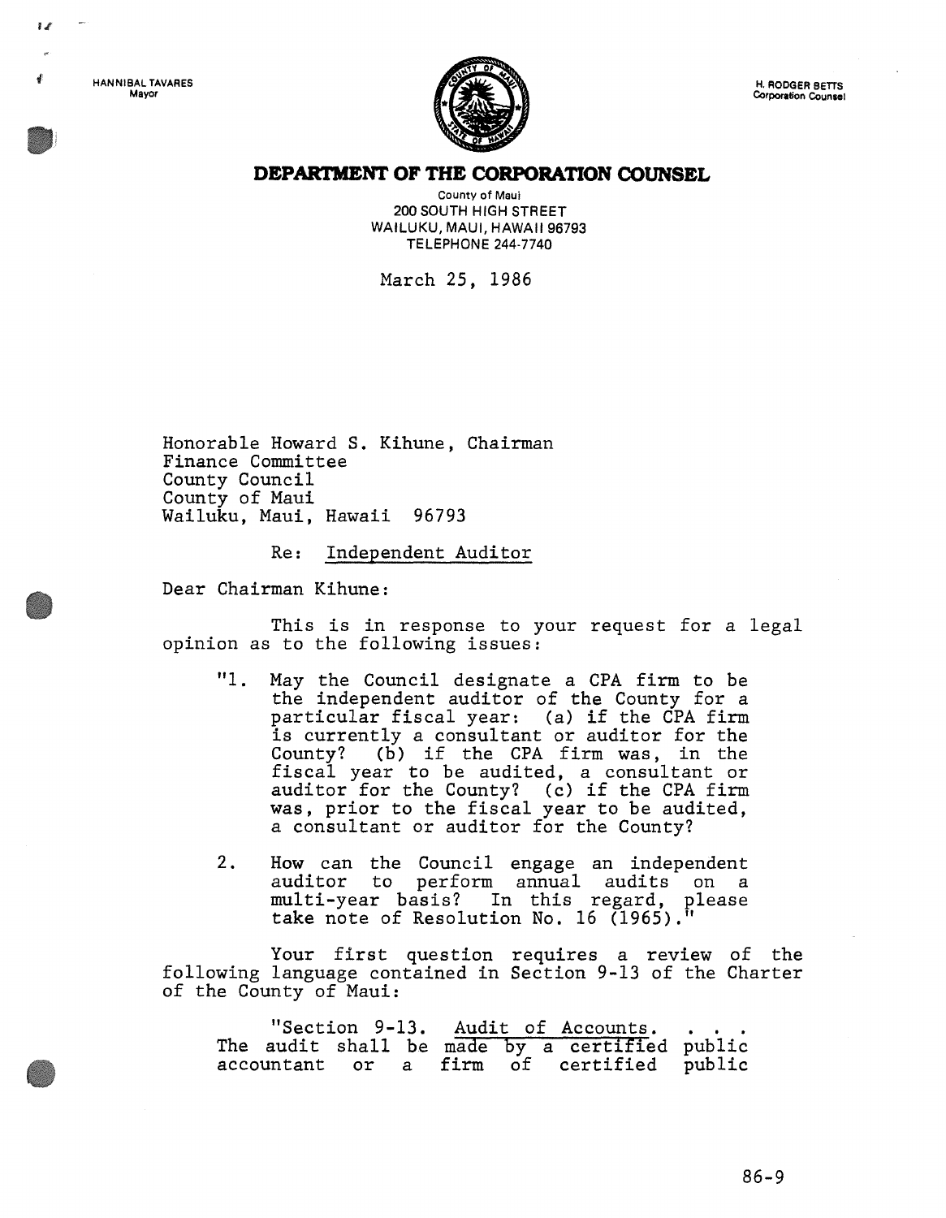HANNIBAL TAVARES
Mayor

H. RODGER BETTS
Corporation Counsel

# DEPARTMENT OF THE CORPORATION COUNSEL

County of Maui
200 SOUTH HIGH STREET
WAILUKU, MAUI, HAWAII 96793
TELEPHONE 244-7740

March 25, 1986

Honorable Howard S. Kihune, Chairman
Finance Committee
County Council
County of Maui
Wailuku, Maui, Hawaii 96793

Re: Independent Auditor

Dear Chairman Kihune:

This is in response to your request for a legal opinion as to the following issues:

> "1. May the Council designate a CPA firm to be the independent auditor of the County for a particular fiscal year: (a) if the CPA firm is currently a consultant or auditor for the County? (b) if the CPA firm was, in the fiscal year to be audited, a consultant or auditor for the County? (c) if the CPA firm was, prior to the fiscal year to be audited, a consultant or auditor for the County?
>
> 2. How can the Council engage an independent auditor to perform annual audits on a multi-year basis? In this regard, please take note of Resolution No. 16 (1965)."

Your first question requires a review of the following language contained in Section 9-13 of the Charter of the County of Maui:

> "Section 9-13. Audit of Accounts. . . . The audit shall be made by a certified public accountant or a firm of certified public

86-9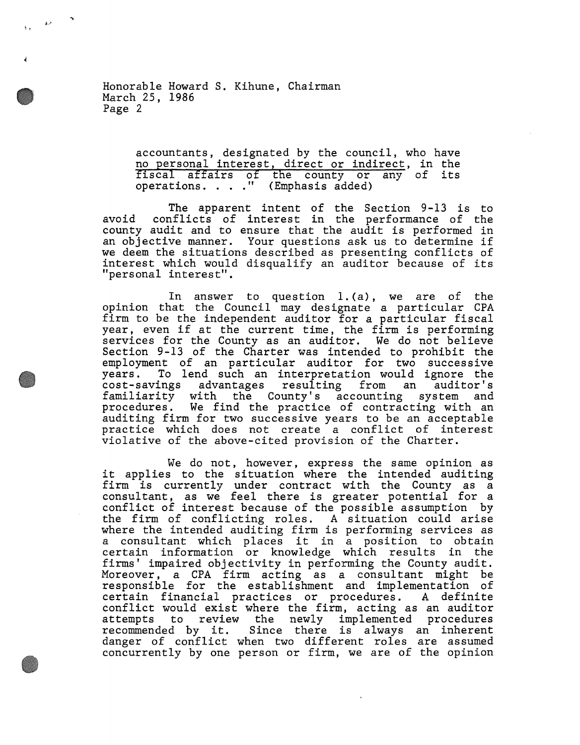accountants, designated by the council, who have <u>no personal interest, direct or indirect</u>, in the fiscal affairs of the county or any of its operations. . . ." (Emphasis added)

The apparent intent of the Section 9-13 is to avoid conflicts of interest in the performance of the county audit and to ensure that the audit is performed in an objective manner. Your questions ask us to determine if we deem the situations described as presenting conflicts of interest which would disqualify an auditor because of its "personal interest".

In answer to question 1.(a), we are of the opinion that the Council may designate a particular CPA firm to be the independent auditor for a particular fiscal year, even if at the current time, the firm is performing services for the County as an auditor. We do not believe Section 9-13 of the Charter was intended to prohibit the employment of an particular auditor for two successive years. To lend such an interpretation would ignore the cost-savings advantages resulting from an auditor's familiarity with the County's accounting system and procedures. We find the practice of contracting with an auditing firm for two successive years to be an acceptable practice which does not create a conflict of interest violative of the above-cited provision of the Charter.

We do not, however, express the same opinion as it applies to the situation where the intended auditing firm is currently under contract with the County as a consultant, as we feel there is greater potential for a conflict of interest because of the possible assumption by the firm of conflicting roles. A situation could arise where the intended auditing firm is performing services as a consultant which places it in a position to obtain certain information or knowledge which results in the firms' impaired objectivity in performing the County audit. Moreover, a CPA firm acting as a consultant might be responsible for the establishment and implementation of certain financial practices or procedures. A definite conflict would exist where the firm, acting as an auditor attempts to review the newly implemented procedures recommended by it. Since there is always an inherent danger of conflict when two different roles are assumed concurrently by one person or firm, we are of the opinion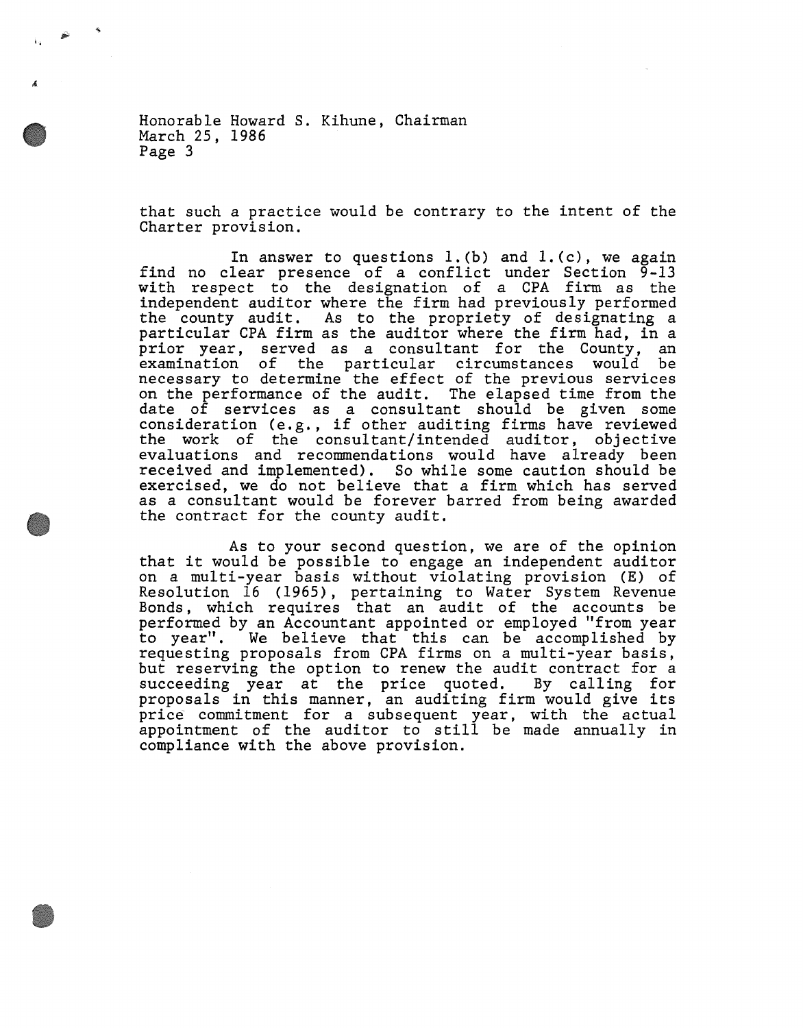that such a practice would be contrary to the intent of the Charter provision.

In answer to questions 1.(b) and 1.(c), we again find no clear presence of a conflict under Section 9-13 with respect to the designation of a CPA firm as the independent auditor where the firm had previously performed the county audit. As to the propriety of designating a particular CPA firm as the auditor where the firm had, in a prior year, served as a consultant for the County, an examination of the particular circumstances would be necessary to determine the effect of the previous services on the performance of the audit. The elapsed time from the date of services as a consultant should be given some consideration (e.g., if other auditing firms have reviewed the work of the consultant/intended auditor, objective evaluations and recommendations would have already been received and implemented). So while some caution should be exercised, we do not believe that a firm which has served as a consultant would be forever barred from being awarded the contract for the county audit.

As to your second question, we are of the opinion that it would be possible to engage an independent auditor on a multi-year basis without violating provision (E) of Resolution 16 (1965), pertaining to Water System Revenue Bonds, which requires that an audit of the accounts be performed by an Accountant appointed or employed "from year to year". We believe that this can be accomplished by requesting proposals from CPA firms on a multi-year basis, but reserving the option to renew the audit contract for a succeeding year at the price quoted. By calling for proposals in this manner, an auditing firm would give its price commitment for a subsequent year, with the actual appointment of the auditor to still be made annually in compliance with the above provision.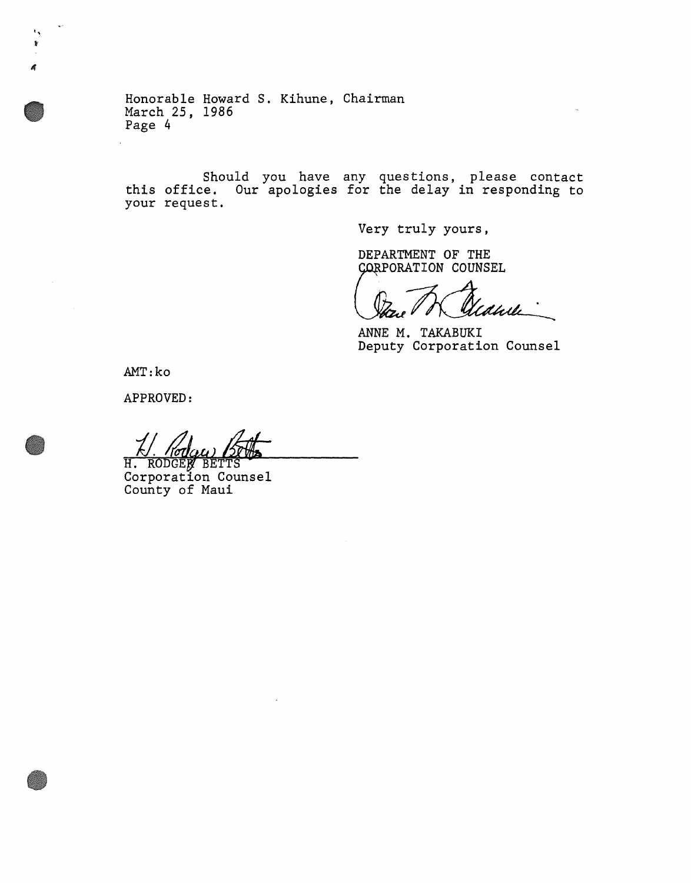Honorable Howard S. Kihune, Chairman
March 25, 1986
Page 4

Should you have any questions, please contact this office. Our apologies for the delay in responding to your request.

Very truly yours,

DEPARTMENT OF THE CORPORATION COUNSEL

ANNE M. TAKABUKI
Deputy Corporation Counsel

AMT:ko

APPROVED:

H. RODGER BETTS
Corporation Counsel
County of Maui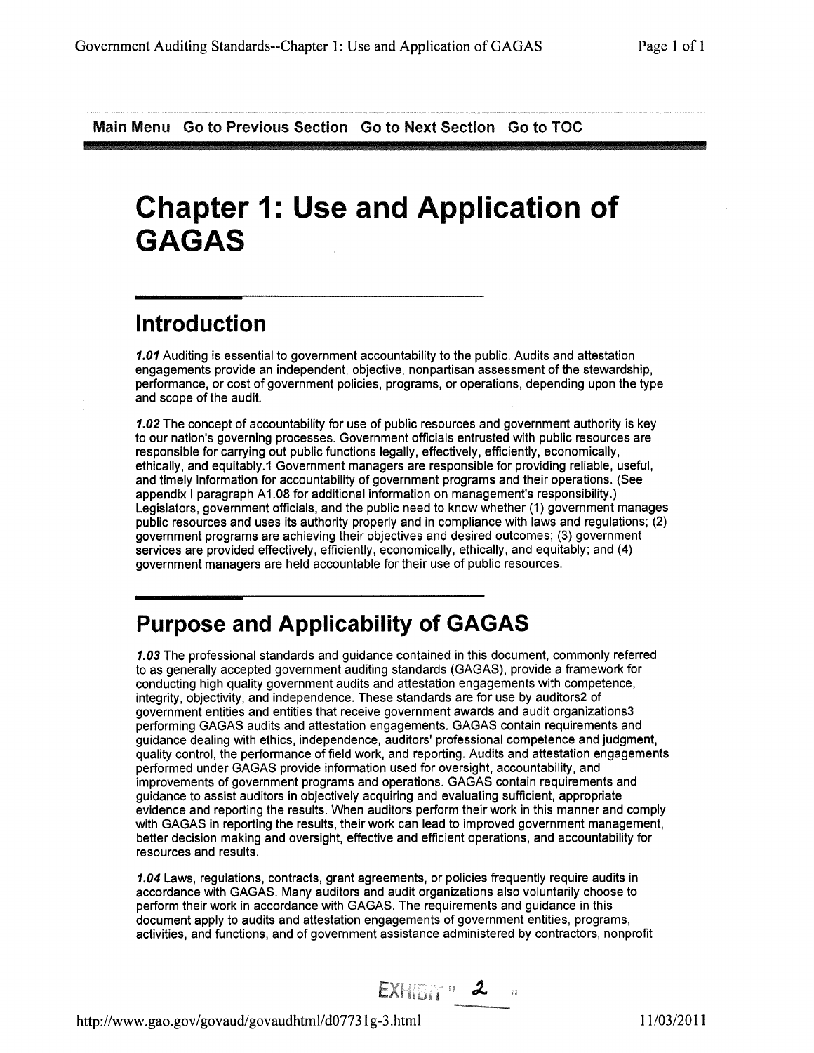Main Menu Go to Previous Section Go to Next Section Go to TOC

# Chapter 1: Use and Application of GAGAS

## Introduction

***1.01*** Auditing is essential to government accountability to the public. Audits and attestation engagements provide an independent, objective, nonpartisan assessment of the stewardship, performance, or cost of government policies, programs, or operations, depending upon the type and scope of the audit.

***1.02*** The concept of accountability for use of public resources and government authority is key to our nation's governing processes. Government officials entrusted with public resources are responsible for carrying out public functions legally, effectively, efficiently, economically, ethically, and equitably.[1] Government managers are responsible for providing reliable, useful, and timely information for accountability of government programs and their operations. (See appendix I paragraph A1.08 for additional information on management's responsibility.) Legislators, government officials, and the public need to know whether (1) government manages public resources and uses its authority properly and in compliance with laws and regulations; (2) government programs are achieving their objectives and desired outcomes; (3) government services are provided effectively, efficiently, economically, ethically, and equitably; and (4) government managers are held accountable for their use of public resources.

## Purpose and Applicability of GAGAS

***1.03*** The professional standards and guidance contained in this document, commonly referred to as generally accepted government auditing standards (GAGAS), provide a framework for conducting high quality government audits and attestation engagements with competence, integrity, objectivity, and independence. These standards are for use by auditors[2] of government entities and entities that receive government awards and audit organizations[3] performing GAGAS audits and attestation engagements. GAGAS contain requirements and guidance dealing with ethics, independence, auditors' professional competence and judgment, quality control, the performance of field work, and reporting. Audits and attestation engagements performed under GAGAS provide information used for oversight, accountability, and improvements of government programs and operations. GAGAS contain requirements and guidance to assist auditors in objectively acquiring and evaluating sufficient, appropriate evidence and reporting the results. When auditors perform their work in this manner and comply with GAGAS in reporting the results, their work can lead to improved government management, better decision making and oversight, effective and efficient operations, and accountability for resources and results.

***1.04*** Laws, regulations, contracts, grant agreements, or policies frequently require audits in accordance with GAGAS. Many auditors and audit organizations also voluntarily choose to perform their work in accordance with GAGAS. The requirements and guidance in this document apply to audits and attestation engagements of government entities, programs, activities, and functions, and of government assistance administered by contractors, nonprofit

EXHIBIT " 2 "